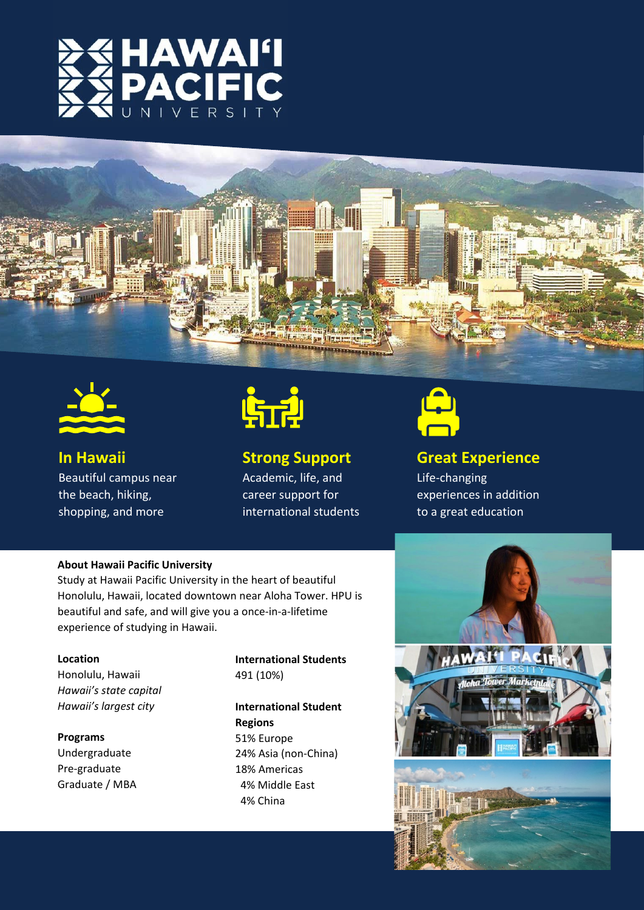# HAWAIʻI PACIFIC UNIVERSITY

### In Hawaii

Beautiful campus near the beach, hiking, shopping, and more

### Strong Support

Academic, life, and career support for international students

### Great Experience

Life-changing experiences in addition to a great education

**About Hawaii Pacific University**

Study at Hawaii Pacific University in the heart of beautiful Honolulu, Hawaii, located downtown near Aloha Tower. HPU is beautiful and safe, and will give you a once-in-a-lifetime experience of studying in Hawaii.

**Location**

Honolulu, Hawaii

*Hawaii's state capital*

*Hawaii's largest city*

**Programs**

Undergraduate

Pre-graduate

Graduate / MBA

**International Students**

491 (10%)

**International Student Regions**

51% Europe

24% Asia (non-China)

18% Americas

4% Middle East

4% China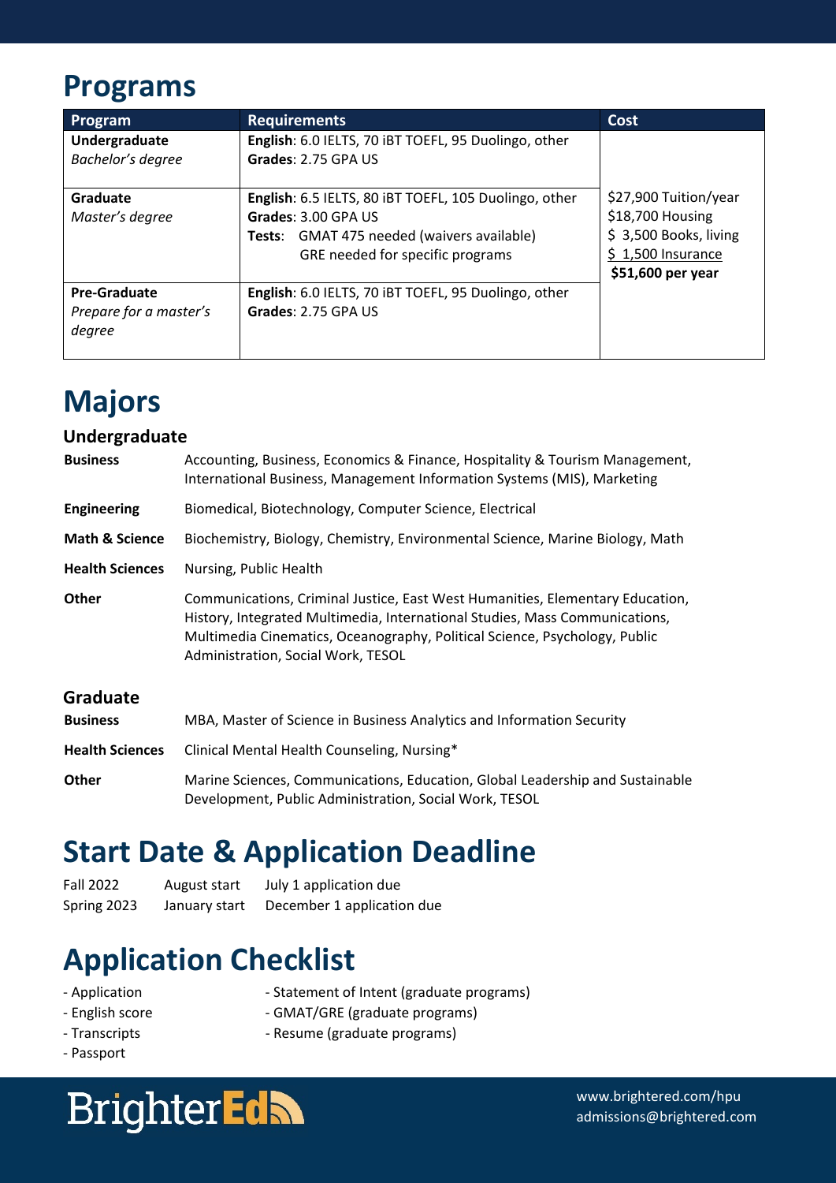# Programs

| Program | Requirements | Cost |
|---|---|---|
| **Undergraduate**<br>*Bachelor's degree* | **English**: 6.0 IELTS, 70 iBT TOEFL, 95 Duolingo, other<br>**Grades**: 2.75 GPA US | $27,900 Tuition/year<br>$18,700 Housing<br>$ 3,500 Books, living<br>$ 1,500 Insurance<br>**$51,600 per year** |
| **Graduate**<br>*Master's degree* | **English**: 6.5 IELTS, 80 iBT TOEFL, 105 Duolingo, other<br>**Grades**: 3.00 GPA US<br>**Tests**: GMAT 475 needed (waivers available)<br>GRE needed for specific programs | |
| **Pre-Graduate**<br>*Prepare for a master's degree* | **English**: 6.0 IELTS, 70 iBT TOEFL, 95 Duolingo, other<br>**Grades**: 2.75 GPA US | |

# Majors

### Undergraduate

**Business** Accounting, Business, Economics & Finance, Hospitality & Tourism Management, International Business, Management Information Systems (MIS), Marketing

**Engineering** Biomedical, Biotechnology, Computer Science, Electrical

**Math & Science** Biochemistry, Biology, Chemistry, Environmental Science, Marine Biology, Math

**Health Sciences** Nursing, Public Health

**Other** Communications, Criminal Justice, East West Humanities, Elementary Education, History, Integrated Multimedia, International Studies, Mass Communications, Multimedia Cinematics, Oceanography, Political Science, Psychology, Public Administration, Social Work, TESOL

### Graduate

**Business** MBA, Master of Science in Business Analytics and Information Security

**Health Sciences** Clinical Mental Health Counseling, Nursing*

**Other** Marine Sciences, Communications, Education, Global Leadership and Sustainable Development, Public Administration, Social Work, TESOL

# Start Date & Application Deadline

Fall 2022 August start July 1 application due
Spring 2023 January start December 1 application due

# Application Checklist

- Application
- English score
- Transcripts
- Passport
- Statement of Intent (graduate programs)
- GMAT/GRE (graduate programs)
- Resume (graduate programs)

BrighterEd

www.brightered.com/hpu
admissions@brightered.com